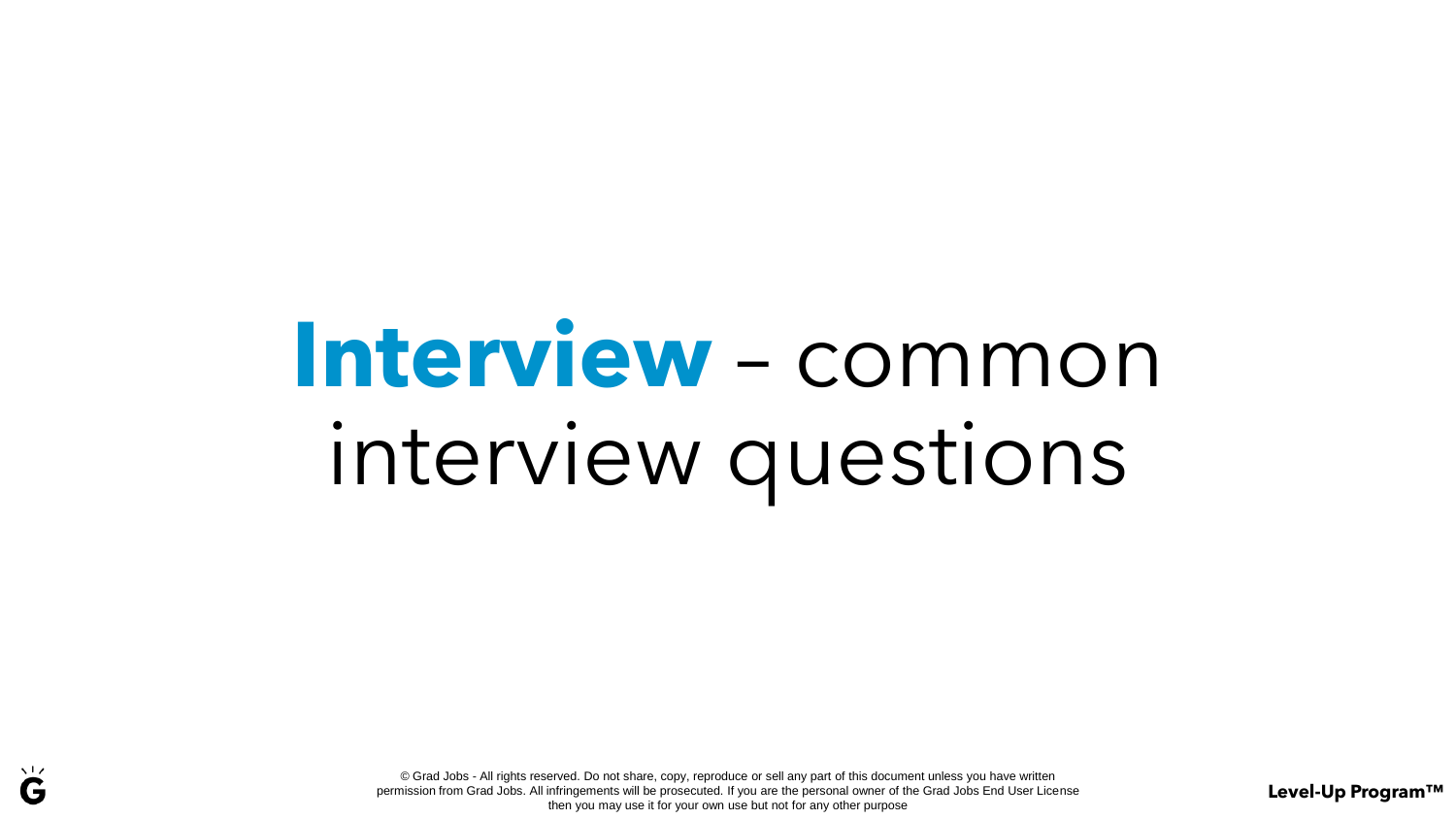# **Interview** – common interview questions

© Grad Jobs - All rights reserved. Do not share, copy, reproduce or sell any part of this document unless you have written permission from Grad Jobs. All infringements will be prosecuted. If you are the personal owner of the Grad Jobs End User License then you may use it for your own use but not for any other purpose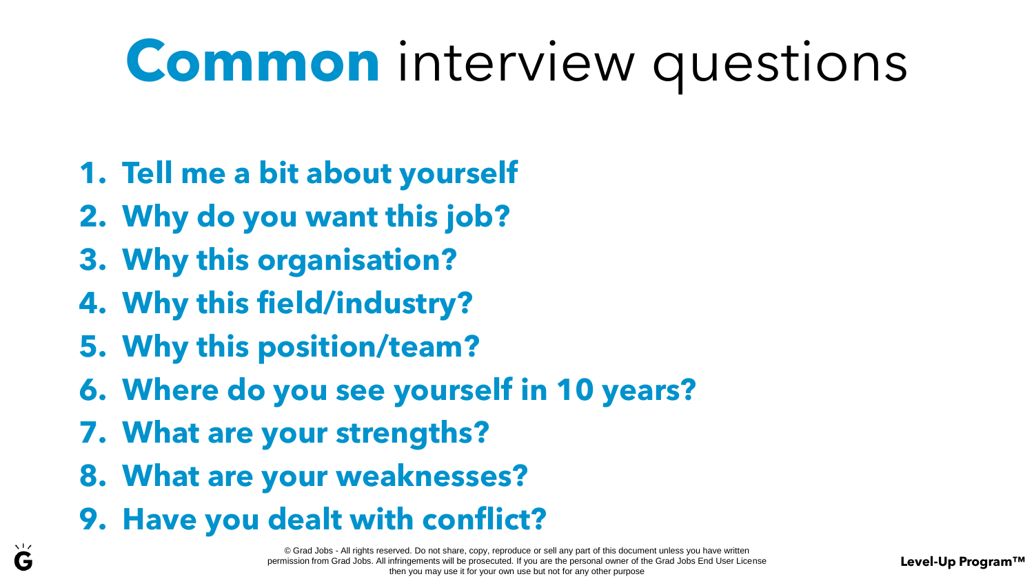# **Common** interview questions

1. **Tell me a bit about yourself**
2. **Why do you want this job?**
3. **Why this organisation?**
4. **Why this field/industry?**
5. **Why this position/team?**
6. **Where do you see yourself in 10 years?**
7. **What are your strengths?**
8. **What are your weaknesses?**
9. **Have you dealt with conflict?**

© Grad Jobs - All rights reserved. Do not share, copy, reproduce or sell any part of this document unless you have written permission from Grad Jobs. All infringements will be prosecuted. If you are the personal owner of the Grad Jobs End User License then you may use it for your own use but not for any other purpose

**Level-Up Program™**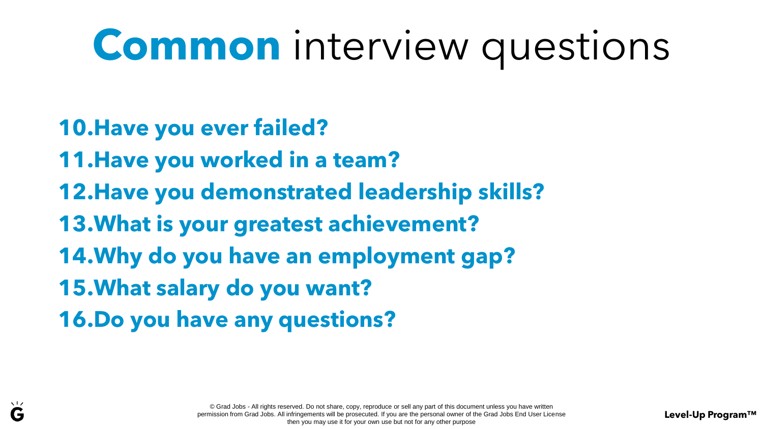# **Common** interview questions

10. **Have you ever failed?**
11. **Have you worked in a team?**
12. **Have you demonstrated leadership skills?**
13. **What is your greatest achievement?**
14. **Why do you have an employment gap?**
15. **What salary do you want?**
16. **Do you have any questions?**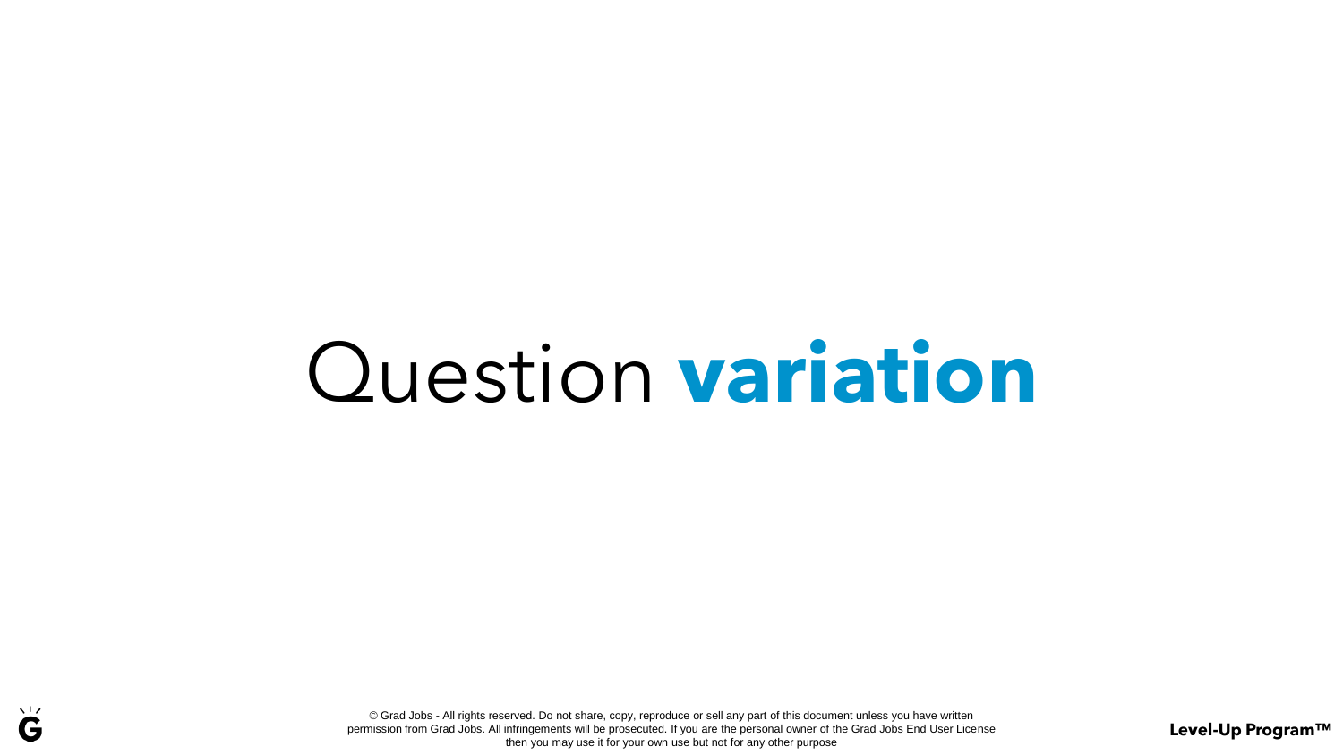# Question **variation**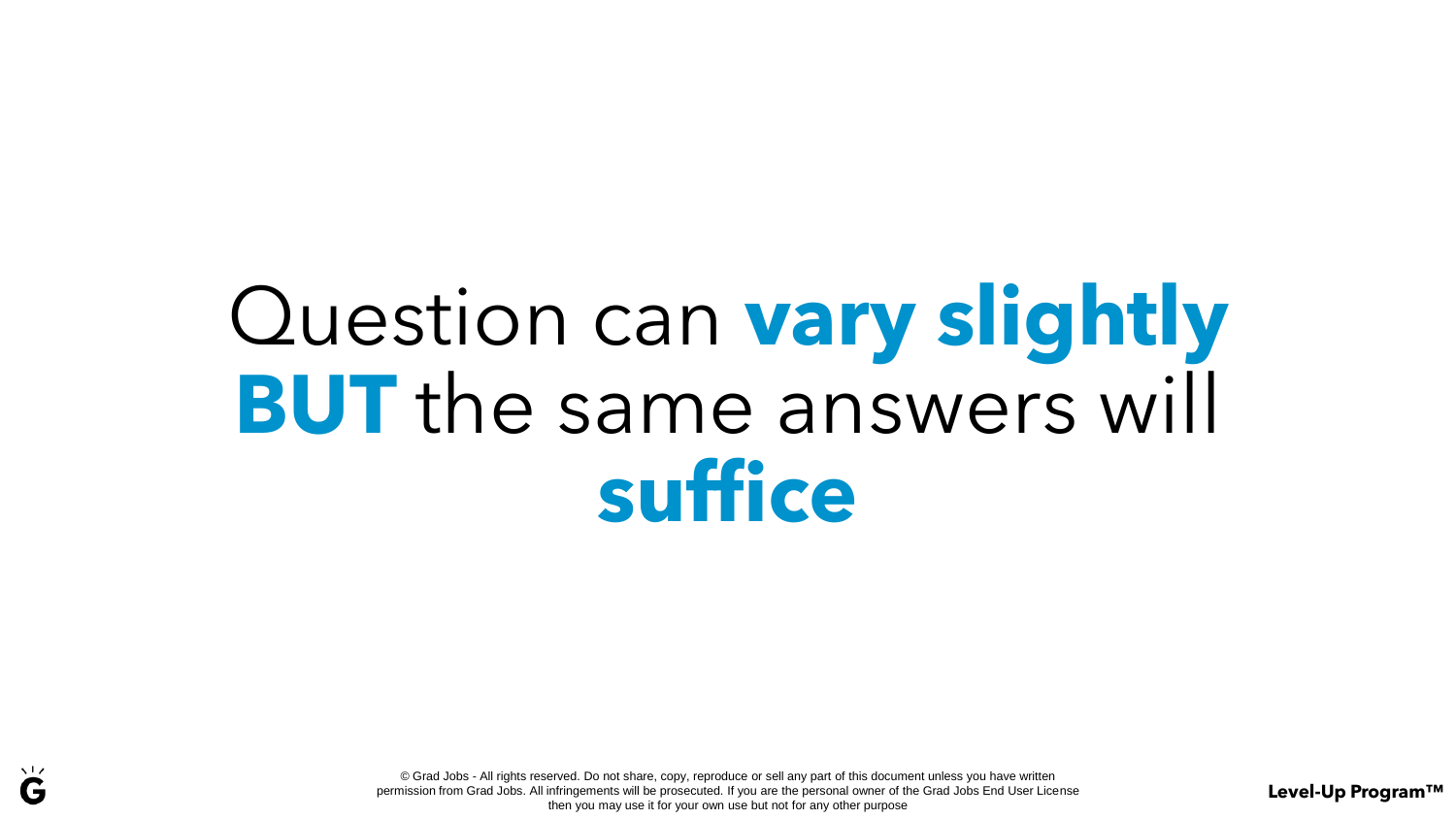Question can **vary slightly** **BUT** the same answers will **suffice**